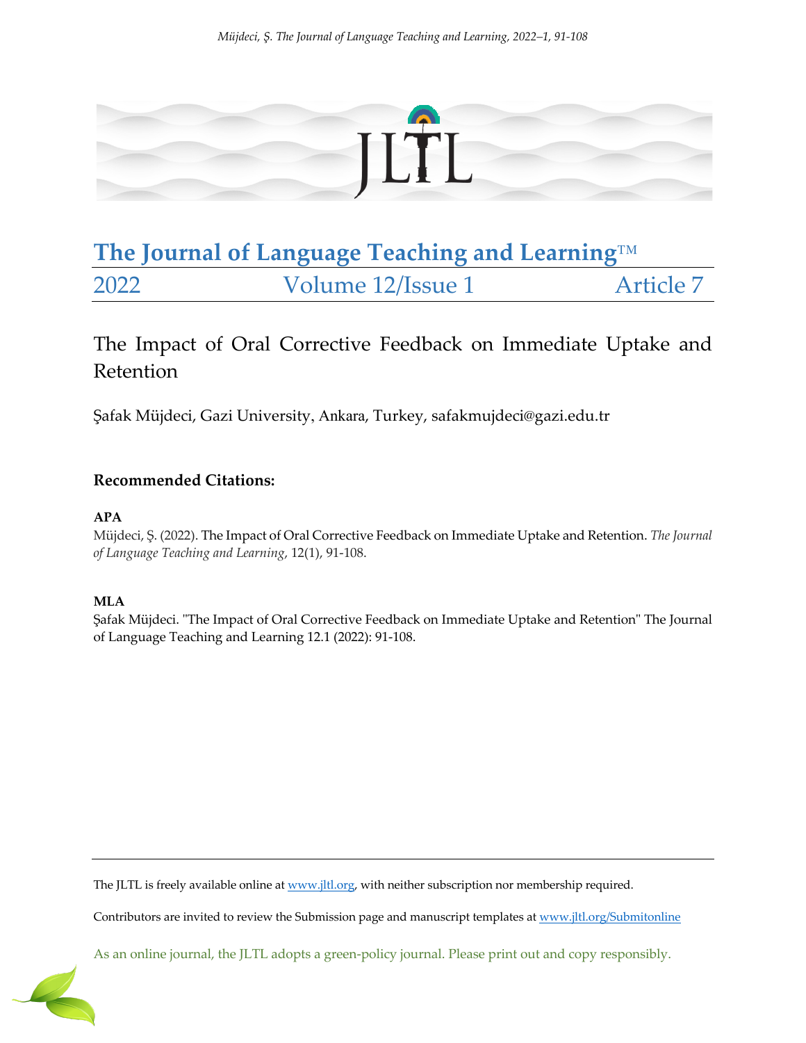# The Journal of Language Teaching and Learning™

2022 Volume 12/Issue 1 Article 7

## The Impact of Oral Corrective Feedback on Immediate Uptake and Retention

Şafak Müjdeci, Gazi University, Ankara, Turkey, safakmujdeci@gazi.edu.tr

### Recommended Citations:

**APA**

Müjdeci, Ş. (2022). The Impact of Oral Corrective Feedback on Immediate Uptake and Retention. *The Journal of Language Teaching and Learning*, 12(1), 91-108.

**MLA**

Şafak Müjdeci. "The Impact of Oral Corrective Feedback on Immediate Uptake and Retention" The Journal of Language Teaching and Learning 12.1 (2022): 91-108.

The JLTL is freely available online at www.jltl.org, with neither subscription nor membership required.

Contributors are invited to review the Submission page and manuscript templates at www.jltl.org/Submitonline

As an online journal, the JLTL adopts a green-policy journal. Please print out and copy responsibly.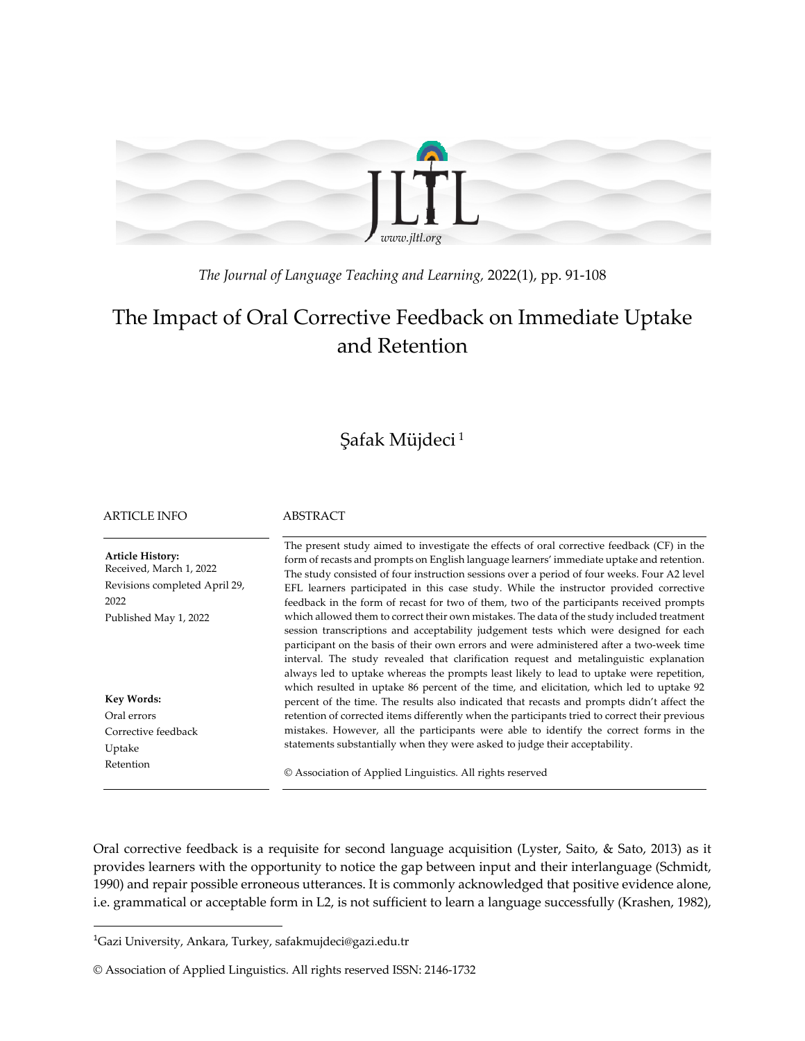# The Impact of Oral Corrective Feedback on Immediate Uptake and Retention

Şafak Müjdeci [1]

| ARTICLE INFO | ABSTRACT |
| --- | --- |
| **Article History:** Received, March 1, 2022 Revisions completed April 29, 2022 Published May 1, 2022 **Key Words:** Oral errors Corrective feedback Uptake Retention | The present study aimed to investigate the effects of oral corrective feedback (CF) in the form of recasts and prompts on English language learners' immediate uptake and retention. The study consisted of four instruction sessions over a period of four weeks. Four A2 level EFL learners participated in this case study. While the instructor provided corrective feedback in the form of recast for two of them, two of the participants received prompts which allowed them to correct their own mistakes. The data of the study included treatment session transcriptions and acceptability judgement tests which were designed for each participant on the basis of their own errors and were administered after a two-week time interval. The study revealed that clarification request and metalinguistic explanation always led to uptake whereas the prompts least likely to lead to uptake were repetition, which resulted in uptake 86 percent of the time, and elicitation, which led to uptake 92 percent of the time. The results also indicated that recasts and prompts didn't affect the retention of corrected items differently when the participants tried to correct their previous mistakes. However, all the participants were able to identify the correct forms in the statements substantially when they were asked to judge their acceptability. © Association of Applied Linguistics. All rights reserved |

Oral corrective feedback is a requisite for second language acquisition (Lyster, Saito, & Sato, 2013) as it provides learners with the opportunity to notice the gap between input and their interlanguage (Schmidt, 1990) and repair possible erroneous utterances. It is commonly acknowledged that positive evidence alone, i.e. grammatical or acceptable form in L2, is not sufficient to learn a language successfully (Krashen, 1982),

[1] Gazi University, Ankara, Turkey, safakmujdeci@gazi.edu.tr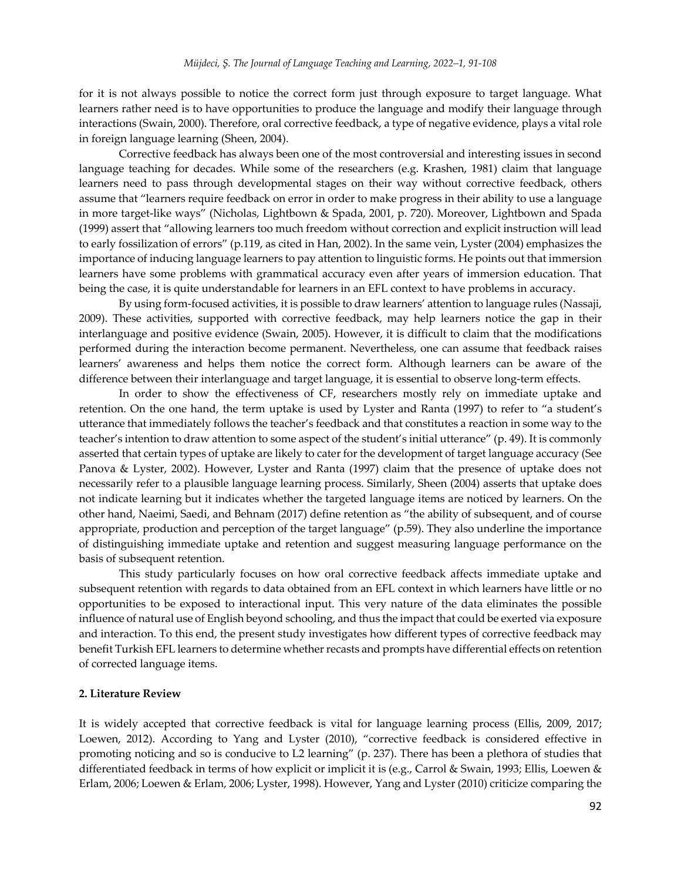for it is not always possible to notice the correct form just through exposure to target language. What learners rather need is to have opportunities to produce the language and modify their language through interactions (Swain, 2000). Therefore, oral corrective feedback, a type of negative evidence, plays a vital role in foreign language learning (Sheen, 2004).

Corrective feedback has always been one of the most controversial and interesting issues in second language teaching for decades. While some of the researchers (e.g. Krashen, 1981) claim that language learners need to pass through developmental stages on their way without corrective feedback, others assume that "learners require feedback on error in order to make progress in their ability to use a language in more target-like ways" (Nicholas, Lightbown & Spada, 2001, p. 720). Moreover, Lightbown and Spada (1999) assert that "allowing learners too much freedom without correction and explicit instruction will lead to early fossilization of errors" (p.119, as cited in Han, 2002). In the same vein, Lyster (2004) emphasizes the importance of inducing language learners to pay attention to linguistic forms. He points out that immersion learners have some problems with grammatical accuracy even after years of immersion education. That being the case, it is quite understandable for learners in an EFL context to have problems in accuracy.

By using form-focused activities, it is possible to draw learners' attention to language rules (Nassaji, 2009). These activities, supported with corrective feedback, may help learners notice the gap in their interlanguage and positive evidence (Swain, 2005). However, it is difficult to claim that the modifications performed during the interaction become permanent. Nevertheless, one can assume that feedback raises learners' awareness and helps them notice the correct form. Although learners can be aware of the difference between their interlanguage and target language, it is essential to observe long-term effects.

In order to show the effectiveness of CF, researchers mostly rely on immediate uptake and retention. On the one hand, the term uptake is used by Lyster and Ranta (1997) to refer to "a student's utterance that immediately follows the teacher's feedback and that constitutes a reaction in some way to the teacher's intention to draw attention to some aspect of the student's initial utterance" (p. 49). It is commonly asserted that certain types of uptake are likely to cater for the development of target language accuracy (See Panova & Lyster, 2002). However, Lyster and Ranta (1997) claim that the presence of uptake does not necessarily refer to a plausible language learning process. Similarly, Sheen (2004) asserts that uptake does not indicate learning but it indicates whether the targeted language items are noticed by learners. On the other hand, Naeimi, Saedi, and Behnam (2017) define retention as "the ability of subsequent, and of course appropriate, production and perception of the target language" (p.59). They also underline the importance of distinguishing immediate uptake and retention and suggest measuring language performance on the basis of subsequent retention.

This study particularly focuses on how oral corrective feedback affects immediate uptake and subsequent retention with regards to data obtained from an EFL context in which learners have little or no opportunities to be exposed to interactional input. This very nature of the data eliminates the possible influence of natural use of English beyond schooling, and thus the impact that could be exerted via exposure and interaction. To this end, the present study investigates how different types of corrective feedback may benefit Turkish EFL learners to determine whether recasts and prompts have differential effects on retention of corrected language items.

## 2. Literature Review

It is widely accepted that corrective feedback is vital for language learning process (Ellis, 2009, 2017; Loewen, 2012). According to Yang and Lyster (2010), "corrective feedback is considered effective in promoting noticing and so is conducive to L2 learning" (p. 237). There has been a plethora of studies that differentiated feedback in terms of how explicit or implicit it is (e.g., Carrol & Swain, 1993; Ellis, Loewen & Erlam, 2006; Loewen & Erlam, 2006; Lyster, 1998). However, Yang and Lyster (2010) criticize comparing the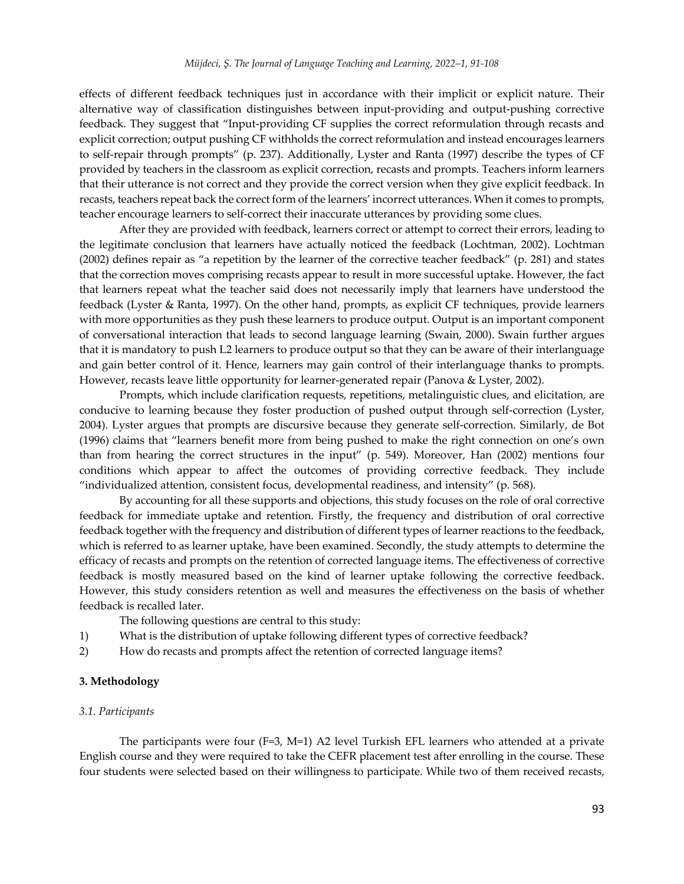effects of different feedback techniques just in accordance with their implicit or explicit nature. Their alternative way of classification distinguishes between input-providing and output-pushing corrective feedback. They suggest that "Input-providing CF supplies the correct reformulation through recasts and explicit correction; output pushing CF withholds the correct reformulation and instead encourages learners to self-repair through prompts" (p. 237). Additionally, Lyster and Ranta (1997) describe the types of CF provided by teachers in the classroom as explicit correction, recasts and prompts. Teachers inform learners that their utterance is not correct and they provide the correct version when they give explicit feedback. In recasts, teachers repeat back the correct form of the learners' incorrect utterances. When it comes to prompts, teacher encourage learners to self-correct their inaccurate utterances by providing some clues.

After they are provided with feedback, learners correct or attempt to correct their errors, leading to the legitimate conclusion that learners have actually noticed the feedback (Lochtman, 2002). Lochtman (2002) defines repair as "a repetition by the learner of the corrective teacher feedback" (p. 281) and states that the correction moves comprising recasts appear to result in more successful uptake. However, the fact that learners repeat what the teacher said does not necessarily imply that learners have understood the feedback (Lyster & Ranta, 1997). On the other hand, prompts, as explicit CF techniques, provide learners with more opportunities as they push these learners to produce output. Output is an important component of conversational interaction that leads to second language learning (Swain, 2000). Swain further argues that it is mandatory to push L2 learners to produce output so that they can be aware of their interlanguage and gain better control of it. Hence, learners may gain control of their interlanguage thanks to prompts. However, recasts leave little opportunity for learner-generated repair (Panova & Lyster, 2002).

Prompts, which include clarification requests, repetitions, metalinguistic clues, and elicitation, are conducive to learning because they foster production of pushed output through self-correction (Lyster, 2004). Lyster argues that prompts are discursive because they generate self-correction. Similarly, de Bot (1996) claims that "learners benefit more from being pushed to make the right connection on one's own than from hearing the correct structures in the input" (p. 549). Moreover, Han (2002) mentions four conditions which appear to affect the outcomes of providing corrective feedback. They include "individualized attention, consistent focus, developmental readiness, and intensity" (p. 568).

By accounting for all these supports and objections, this study focuses on the role of oral corrective feedback for immediate uptake and retention. Firstly, the frequency and distribution of oral corrective feedback together with the frequency and distribution of different types of learner reactions to the feedback, which is referred to as learner uptake, have been examined. Secondly, the study attempts to determine the efficacy of recasts and prompts on the retention of corrected language items. The effectiveness of corrective feedback is mostly measured based on the kind of learner uptake following the corrective feedback. However, this study considers retention as well and measures the effectiveness on the basis of whether feedback is recalled later.

The following questions are central to this study:

1) What is the distribution of uptake following different types of corrective feedback?
2) How do recasts and prompts affect the retention of corrected language items?

## 3. Methodology

### *3.1. Participants*

The participants were four (F=3, M=1) A2 level Turkish EFL learners who attended at a private English course and they were required to take the CEFR placement test after enrolling in the course. These four students were selected based on their willingness to participate. While two of them received recasts,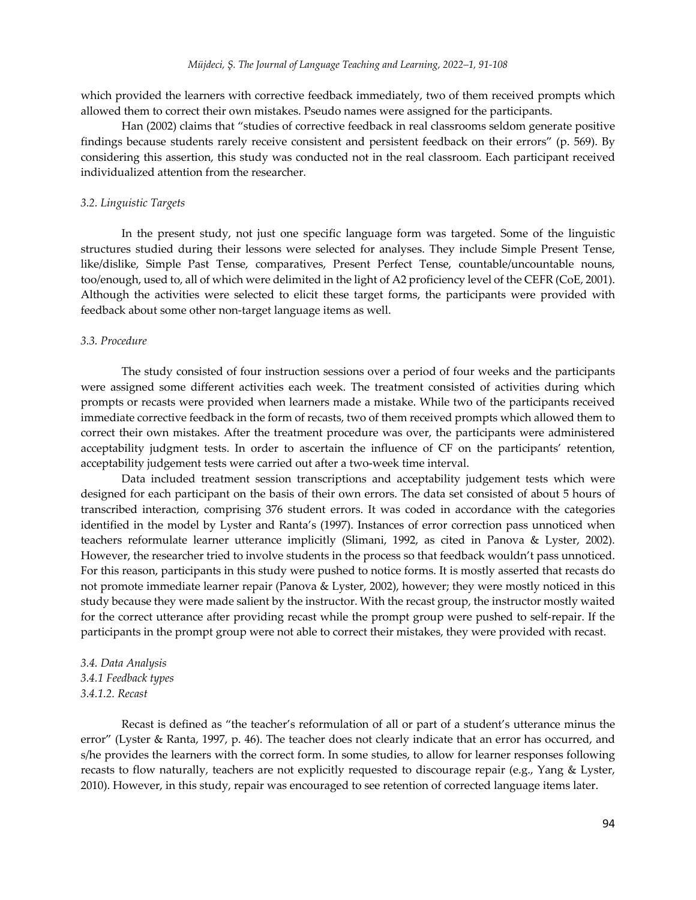which provided the learners with corrective feedback immediately, two of them received prompts which allowed them to correct their own mistakes. Pseudo names were assigned for the participants.

Han (2002) claims that "studies of corrective feedback in real classrooms seldom generate positive findings because students rarely receive consistent and persistent feedback on their errors" (p. 569). By considering this assertion, this study was conducted not in the real classroom. Each participant received individualized attention from the researcher.

### *3.2. Linguistic Targets*

In the present study, not just one specific language form was targeted. Some of the linguistic structures studied during their lessons were selected for analyses. They include Simple Present Tense, like/dislike, Simple Past Tense, comparatives, Present Perfect Tense, countable/uncountable nouns, too/enough, used to, all of which were delimited in the light of A2 proficiency level of the CEFR (CoE, 2001). Although the activities were selected to elicit these target forms, the participants were provided with feedback about some other non-target language items as well.

### *3.3. Procedure*

The study consisted of four instruction sessions over a period of four weeks and the participants were assigned some different activities each week. The treatment consisted of activities during which prompts or recasts were provided when learners made a mistake. While two of the participants received immediate corrective feedback in the form of recasts, two of them received prompts which allowed them to correct their own mistakes. After the treatment procedure was over, the participants were administered acceptability judgment tests. In order to ascertain the influence of CF on the participants' retention, acceptability judgement tests were carried out after a two-week time interval.

Data included treatment session transcriptions and acceptability judgement tests which were designed for each participant on the basis of their own errors. The data set consisted of about 5 hours of transcribed interaction, comprising 376 student errors. It was coded in accordance with the categories identified in the model by Lyster and Ranta's (1997). Instances of error correction pass unnoticed when teachers reformulate learner utterance implicitly (Slimani, 1992, as cited in Panova & Lyster, 2002). However, the researcher tried to involve students in the process so that feedback wouldn't pass unnoticed. For this reason, participants in this study were pushed to notice forms. It is mostly asserted that recasts do not promote immediate learner repair (Panova & Lyster, 2002), however; they were mostly noticed in this study because they were made salient by the instructor. With the recast group, the instructor mostly waited for the correct utterance after providing recast while the prompt group were pushed to self-repair. If the participants in the prompt group were not able to correct their mistakes, they were provided with recast.

### *3.4. Data Analysis*

#### *3.4.1 Feedback types*

##### *3.4.1.2. Recast*

Recast is defined as "the teacher's reformulation of all or part of a student's utterance minus the error" (Lyster & Ranta, 1997, p. 46). The teacher does not clearly indicate that an error has occurred, and s/he provides the learners with the correct form. In some studies, to allow for learner responses following recasts to flow naturally, teachers are not explicitly requested to discourage repair (e.g., Yang & Lyster, 2010). However, in this study, repair was encouraged to see retention of corrected language items later.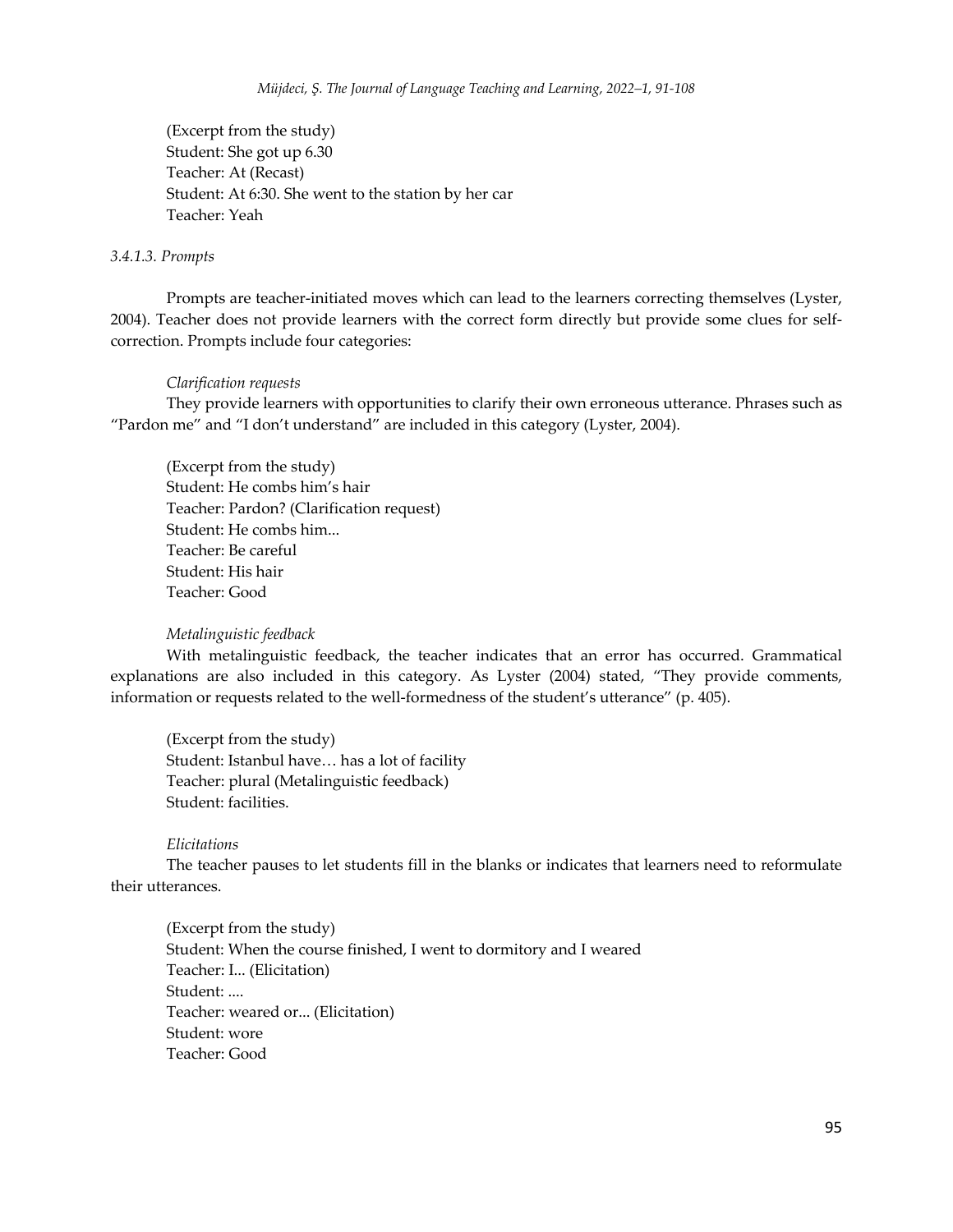(Excerpt from the study)
Student: She got up 6.30
Teacher: At (Recast)
Student: At 6:30. She went to the station by her car
Teacher: Yeah

*3.4.1.3. Prompts*

Prompts are teacher-initiated moves which can lead to the learners correcting themselves (Lyster, 2004). Teacher does not provide learners with the correct form directly but provide some clues for self-correction. Prompts include four categories:

*Clarification requests*

They provide learners with opportunities to clarify their own erroneous utterance. Phrases such as "Pardon me" and "I don't understand" are included in this category (Lyster, 2004).

(Excerpt from the study)
Student: He combs him's hair
Teacher: Pardon? (Clarification request)
Student: He combs him...
Teacher: Be careful
Student: His hair
Teacher: Good

*Metalinguistic feedback*

With metalinguistic feedback, the teacher indicates that an error has occurred. Grammatical explanations are also included in this category. As Lyster (2004) stated, "They provide comments, information or requests related to the well-formedness of the student's utterance" (p. 405).

(Excerpt from the study)
Student: Istanbul have… has a lot of facility
Teacher: plural (Metalinguistic feedback)
Student: facilities.

*Elicitations*

The teacher pauses to let students fill in the blanks or indicates that learners need to reformulate their utterances.

(Excerpt from the study)
Student: When the course finished, I went to dormitory and I weared
Teacher: I... (Elicitation)
Student: ....
Teacher: weared or... (Elicitation)
Student: wore
Teacher: Good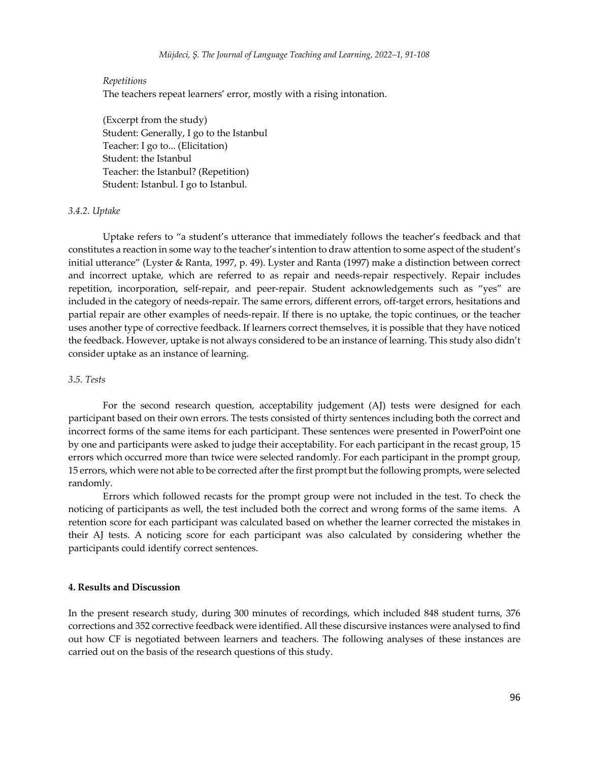*Repetitions*

The teachers repeat learners' error, mostly with a rising intonation.

(Excerpt from the study)
Student: Generally, I go to the Istanbul
Teacher: I go to... (Elicitation)
Student: the Istanbul
Teacher: the Istanbul? (Repetition)
Student: Istanbul. I go to Istanbul.

### *3.4.2. Uptake*

Uptake refers to "a student's utterance that immediately follows the teacher's feedback and that constitutes a reaction in some way to the teacher's intention to draw attention to some aspect of the student's initial utterance" (Lyster & Ranta, 1997, p. 49). Lyster and Ranta (1997) make a distinction between correct and incorrect uptake, which are referred to as repair and needs-repair respectively. Repair includes repetition, incorporation, self-repair, and peer-repair. Student acknowledgements such as "yes" are included in the category of needs-repair. The same errors, different errors, off-target errors, hesitations and partial repair are other examples of needs-repair. If there is no uptake, the topic continues, or the teacher uses another type of corrective feedback. If learners correct themselves, it is possible that they have noticed the feedback. However, uptake is not always considered to be an instance of learning. This study also didn't consider uptake as an instance of learning.

### *3.5. Tests*

For the second research question, acceptability judgement (AJ) tests were designed for each participant based on their own errors. The tests consisted of thirty sentences including both the correct and incorrect forms of the same items for each participant. These sentences were presented in PowerPoint one by one and participants were asked to judge their acceptability. For each participant in the recast group, 15 errors which occurred more than twice were selected randomly. For each participant in the prompt group, 15 errors, which were not able to be corrected after the first prompt but the following prompts, were selected randomly.

Errors which followed recasts for the prompt group were not included in the test. To check the noticing of participants as well, the test included both the correct and wrong forms of the same items. A retention score for each participant was calculated based on whether the learner corrected the mistakes in their AJ tests. A noticing score for each participant was also calculated by considering whether the participants could identify correct sentences.

## **4. Results and Discussion**

In the present research study, during 300 minutes of recordings, which included 848 student turns, 376 corrections and 352 corrective feedback were identified. All these discursive instances were analysed to find out how CF is negotiated between learners and teachers. The following analyses of these instances are carried out on the basis of the research questions of this study.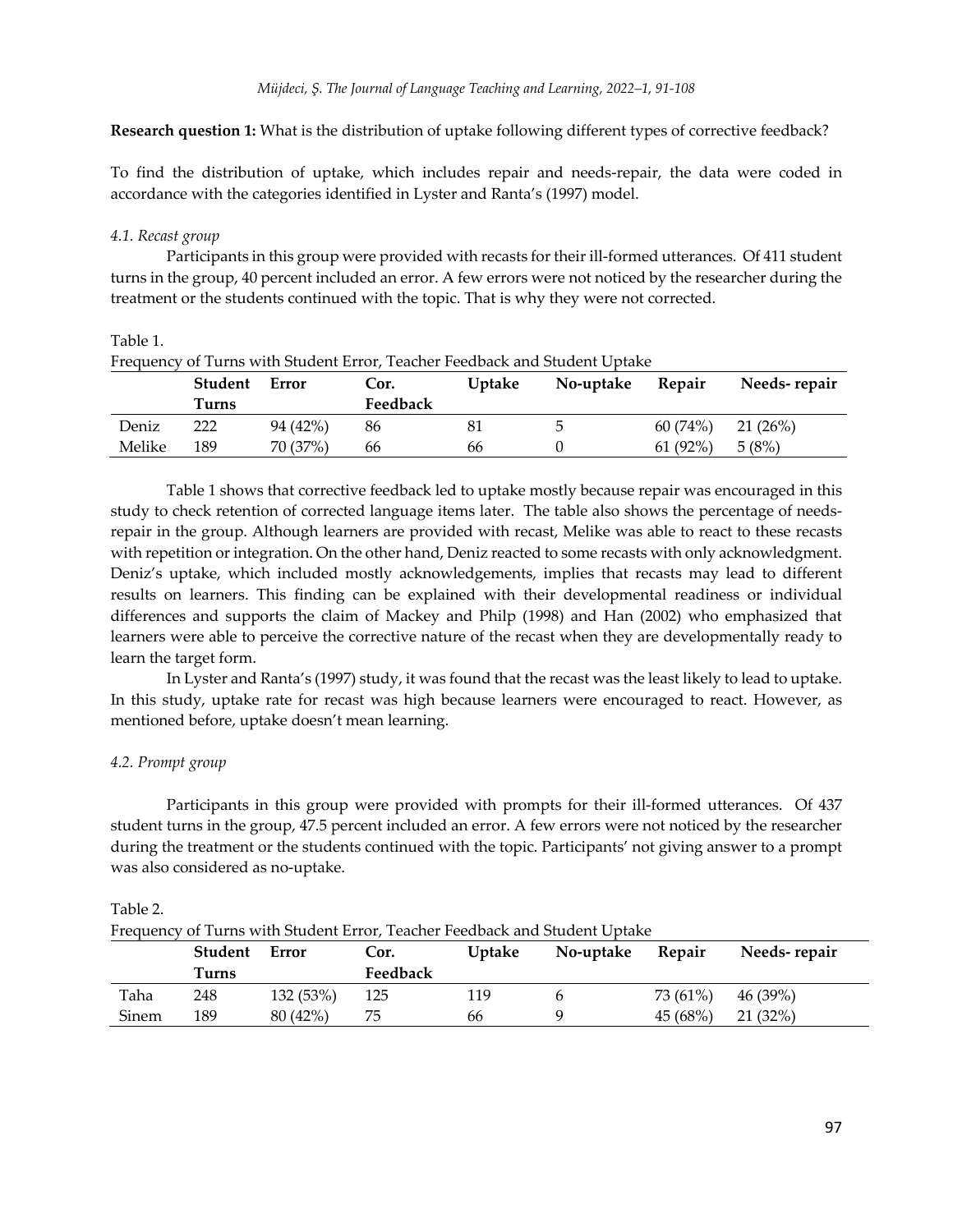**Research question 1:** What is the distribution of uptake following different types of corrective feedback?

To find the distribution of uptake, which includes repair and needs-repair, the data were coded in accordance with the categories identified in Lyster and Ranta's (1997) model.

### *4.1. Recast group*

Participants in this group were provided with recasts for their ill-formed utterances. Of 411 student turns in the group, 40 percent included an error. A few errors were not noticed by the researcher during the treatment or the students continued with the topic. That is why they were not corrected.

Table 1.
Frequency of Turns with Student Error, Teacher Feedback and Student Uptake

| | Student Turns | Error | Cor. Feedback | Uptake | No-uptake | Repair | Needs- repair |
|---|---|---|---|---|---|---|---|
| Deniz | 222 | 94 (42%) | 86 | 81 | 5 | 60 (74%) | 21 (26%) |
| Melike | 189 | 70 (37%) | 66 | 66 | 0 | 61 (92%) | 5 (8%) |

Table 1 shows that corrective feedback led to uptake mostly because repair was encouraged in this study to check retention of corrected language items later. The table also shows the percentage of needs-repair in the group. Although learners are provided with recast, Melike was able to react to these recasts with repetition or integration. On the other hand, Deniz reacted to some recasts with only acknowledgment. Deniz's uptake, which included mostly acknowledgements, implies that recasts may lead to different results on learners. This finding can be explained with their developmental readiness or individual differences and supports the claim of Mackey and Philp (1998) and Han (2002) who emphasized that learners were able to perceive the corrective nature of the recast when they are developmentally ready to learn the target form.

In Lyster and Ranta's (1997) study, it was found that the recast was the least likely to lead to uptake. In this study, uptake rate for recast was high because learners were encouraged to react. However, as mentioned before, uptake doesn't mean learning.

### *4.2. Prompt group*

Participants in this group were provided with prompts for their ill-formed utterances. Of 437 student turns in the group, 47.5 percent included an error. A few errors were not noticed by the researcher during the treatment or the students continued with the topic. Participants' not giving answer to a prompt was also considered as no-uptake.

Table 2.
Frequency of Turns with Student Error, Teacher Feedback and Student Uptake

| | Student Turns | Error | Cor. Feedback | Uptake | No-uptake | Repair | Needs- repair |
|---|---|---|---|---|---|---|---|
| Taha | 248 | 132 (53%) | 125 | 119 | 6 | 73 (61%) | 46 (39%) |
| Sinem | 189 | 80 (42%) | 75 | 66 | 9 | 45 (68%) | 21 (32%) |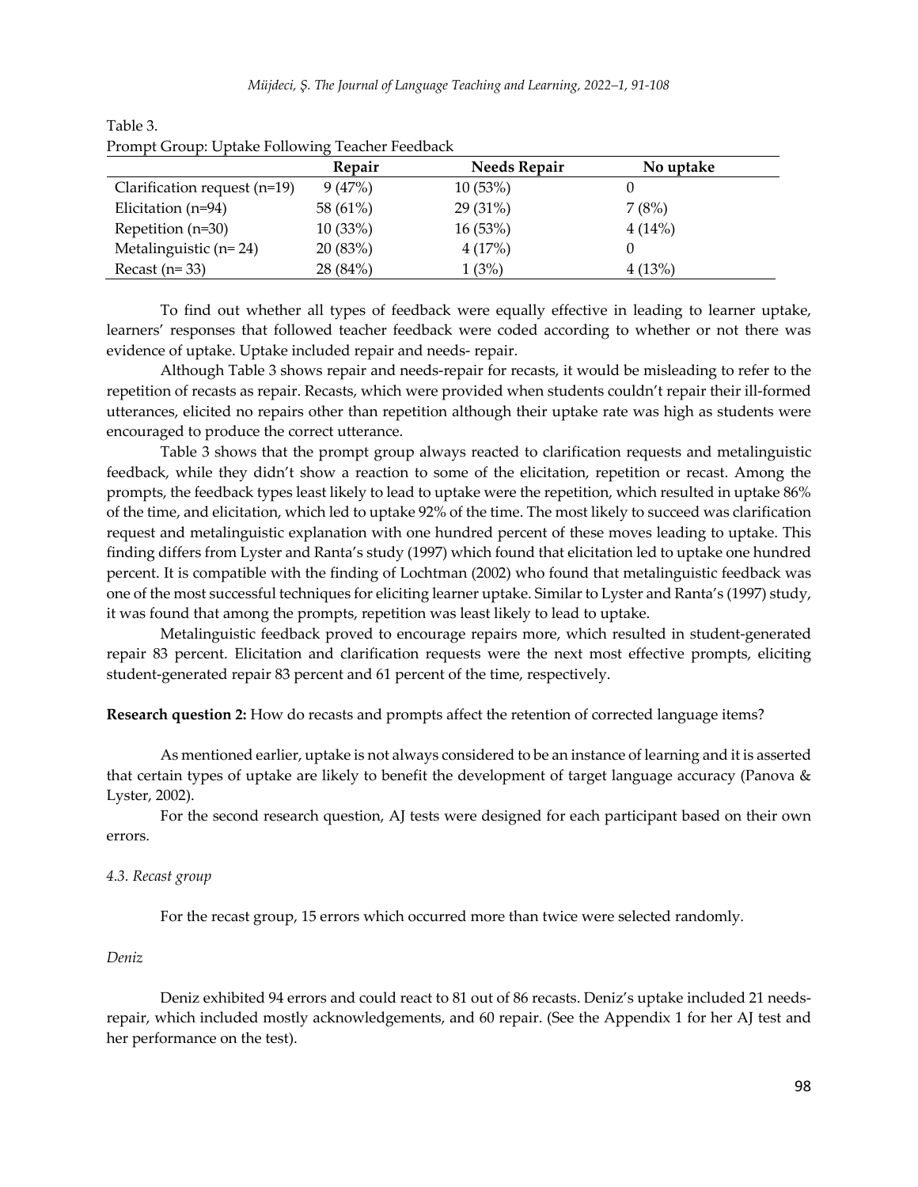Table 3.
Prompt Group: Uptake Following Teacher Feedback

| | Repair | Needs Repair | No uptake |
|---|---|---|---|
| Clarification request (n=19) | 9 (47%) | 10 (53%) | 0 |
| Elicitation (n=94) | 58 (61%) | 29 (31%) | 7 (8%) |
| Repetition (n=30) | 10 (33%) | 16 (53%) | 4 (14%) |
| Metalinguistic (n= 24) | 20 (83%) | 4 (17%) | 0 |
| Recast (n= 33) | 28 (84%) | 1 (3%) | 4 (13%) |

To find out whether all types of feedback were equally effective in leading to learner uptake, learners' responses that followed teacher feedback were coded according to whether or not there was evidence of uptake. Uptake included repair and needs- repair.

Although Table 3 shows repair and needs-repair for recasts, it would be misleading to refer to the repetition of recasts as repair. Recasts, which were provided when students couldn't repair their ill-formed utterances, elicited no repairs other than repetition although their uptake rate was high as students were encouraged to produce the correct utterance.

Table 3 shows that the prompt group always reacted to clarification requests and metalinguistic feedback, while they didn't show a reaction to some of the elicitation, repetition or recast. Among the prompts, the feedback types least likely to lead to uptake were the repetition, which resulted in uptake 86% of the time, and elicitation, which led to uptake 92% of the time. The most likely to succeed was clarification request and metalinguistic explanation with one hundred percent of these moves leading to uptake. This finding differs from Lyster and Ranta's study (1997) which found that elicitation led to uptake one hundred percent. It is compatible with the finding of Lochtman (2002) who found that metalinguistic feedback was one of the most successful techniques for eliciting learner uptake. Similar to Lyster and Ranta's (1997) study, it was found that among the prompts, repetition was least likely to lead to uptake.

Metalinguistic feedback proved to encourage repairs more, which resulted in student-generated repair 83 percent. Elicitation and clarification requests were the next most effective prompts, eliciting student-generated repair 83 percent and 61 percent of the time, respectively.

**Research question 2:** How do recasts and prompts affect the retention of corrected language items?

As mentioned earlier, uptake is not always considered to be an instance of learning and it is asserted that certain types of uptake are likely to benefit the development of target language accuracy (Panova & Lyster, 2002).

For the second research question, AJ tests were designed for each participant based on their own errors.

*4.3. Recast group*

For the recast group, 15 errors which occurred more than twice were selected randomly.

*Deniz*

Deniz exhibited 94 errors and could react to 81 out of 86 recasts. Deniz's uptake included 21 needs-repair, which included mostly acknowledgements, and 60 repair. (See the Appendix 1 for her AJ test and her performance on the test).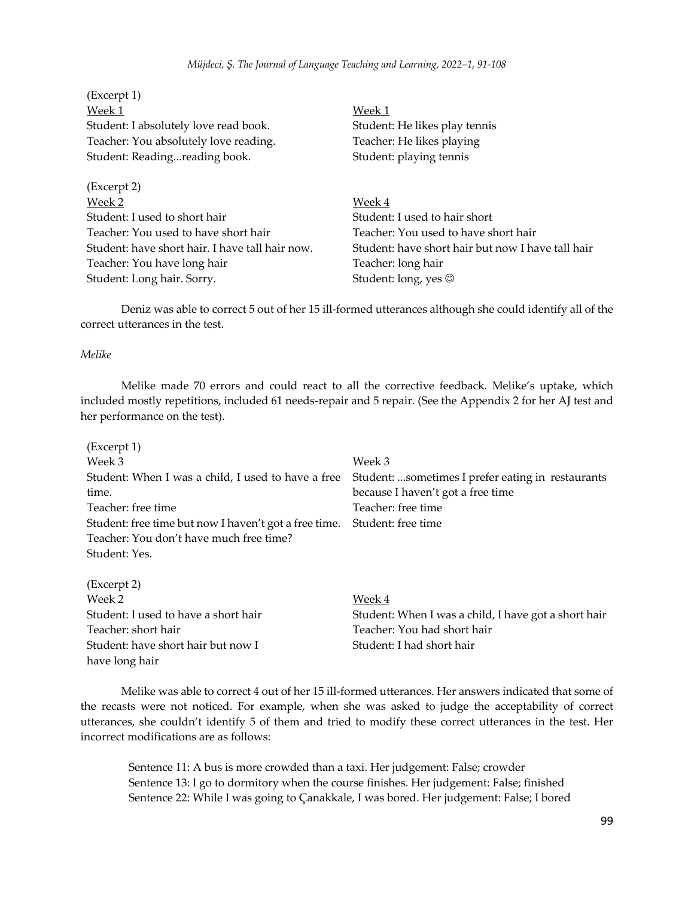(Excerpt 1)

Week 1
Student: I absolutely love read book.
Teacher: You absolutely love reading.
Student: Reading...reading book.

Week 1
Student: He likes play tennis
Teacher: He likes playing
Student: playing tennis

(Excerpt 2)

Week 2
Student: I used to short hair
Teacher: You used to have short hair
Student: have short hair. I have tall hair now.
Teacher: You have long hair
Student: Long hair. Sorry.

Week 4
Student: I used to hair short
Teacher: You used to have short hair
Student: have short hair but now I have tall hair
Teacher: long hair
Student: long, yes ☺

Deniz was able to correct 5 out of her 15 ill-formed utterances although she could identify all of the correct utterances in the test.

*Melike*

Melike made 70 errors and could react to all the corrective feedback. Melike's uptake, which included mostly repetitions, included 61 needs-repair and 5 repair. (See the Appendix 2 for her AJ test and her performance on the test).

(Excerpt 1)

Week 3
Student: When I was a child, I used to have a free time.
Teacher: free time
Student: free time but now I haven't got a free time.
Teacher: You don't have much free time?
Student: Yes.

Week 3
Student: ...sometimes I prefer eating in restaurants because I haven't got a free time
Teacher: free time
Student: free time

(Excerpt 2)

Week 2
Student: I used to have a short hair
Teacher: short hair
Student: have short hair but now I have long hair

Week 4
Student: When I was a child, I have got a short hair
Teacher: You had short hair
Student: I had short hair

Melike was able to correct 4 out of her 15 ill-formed utterances. Her answers indicated that some of the recasts were not noticed. For example, when she was asked to judge the acceptability of correct utterances, she couldn't identify 5 of them and tried to modify these correct utterances in the test. Her incorrect modifications are as follows:

> Sentence 11: A bus is more crowded than a taxi. Her judgement: False; crowder
> Sentence 13: I go to dormitory when the course finishes. Her judgement: False; finished
> Sentence 22: While I was going to Çanakkale, I was bored. Her judgement: False; I bored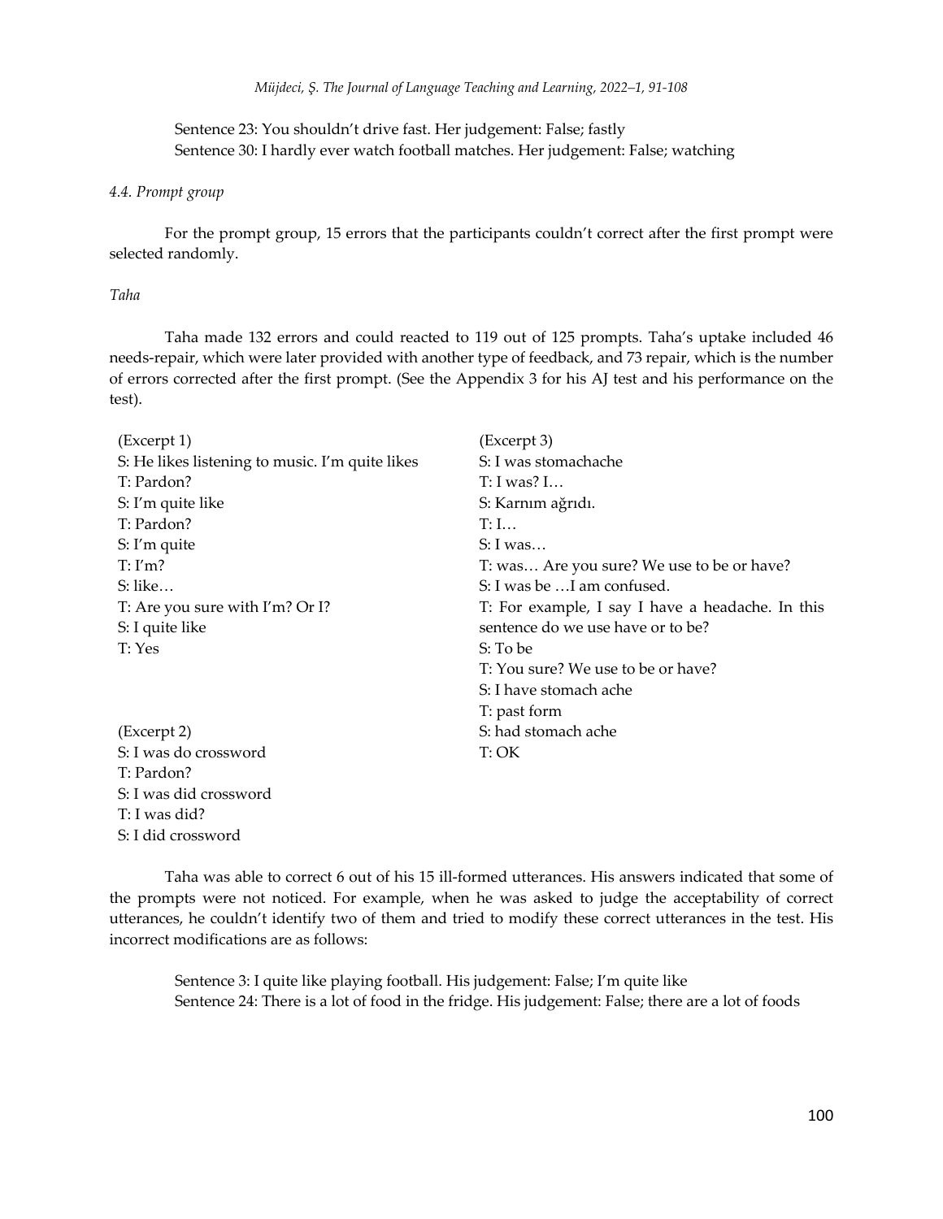Sentence 23: You shouldn't drive fast. Her judgement: False; fastly
Sentence 30: I hardly ever watch football matches. Her judgement: False; watching

### *4.4. Prompt group*

For the prompt group, 15 errors that the participants couldn't correct after the first prompt were selected randomly.

*Taha*

Taha made 132 errors and could reacted to 119 out of 125 prompts. Taha's uptake included 46 needs-repair, which were later provided with another type of feedback, and 73 repair, which is the number of errors corrected after the first prompt. (See the Appendix 3 for his AJ test and his performance on the test).

(Excerpt 1)
S: He likes listening to music. I'm quite likes
T: Pardon?
S: I'm quite like
T: Pardon?
S: I'm quite
T: I'm?
S: like…
T: Are you sure with I'm? Or I?
S: I quite like
T: Yes

(Excerpt 2)
S: I was do crossword
T: Pardon?
S: I was did crossword
T: I was did?
S: I did crossword

(Excerpt 3)
S: I was stomachache
T: I was? I…
S: Karnım ağrıdı.
T: I…
S: I was…
T: was… Are you sure? We use to be or have?
S: I was be …I am confused.
T: For example, I say I have a headache. In this sentence do we use have or to be?
S: To be
T: You sure? We use to be or have?
S: I have stomach ache
T: past form
S: had stomach ache
T: OK

Taha was able to correct 6 out of his 15 ill-formed utterances. His answers indicated that some of the prompts were not noticed. For example, when he was asked to judge the acceptability of correct utterances, he couldn't identify two of them and tried to modify these correct utterances in the test. His incorrect modifications are as follows:

Sentence 3: I quite like playing football. His judgement: False; I'm quite like
Sentence 24: There is a lot of food in the fridge. His judgement: False; there are a lot of foods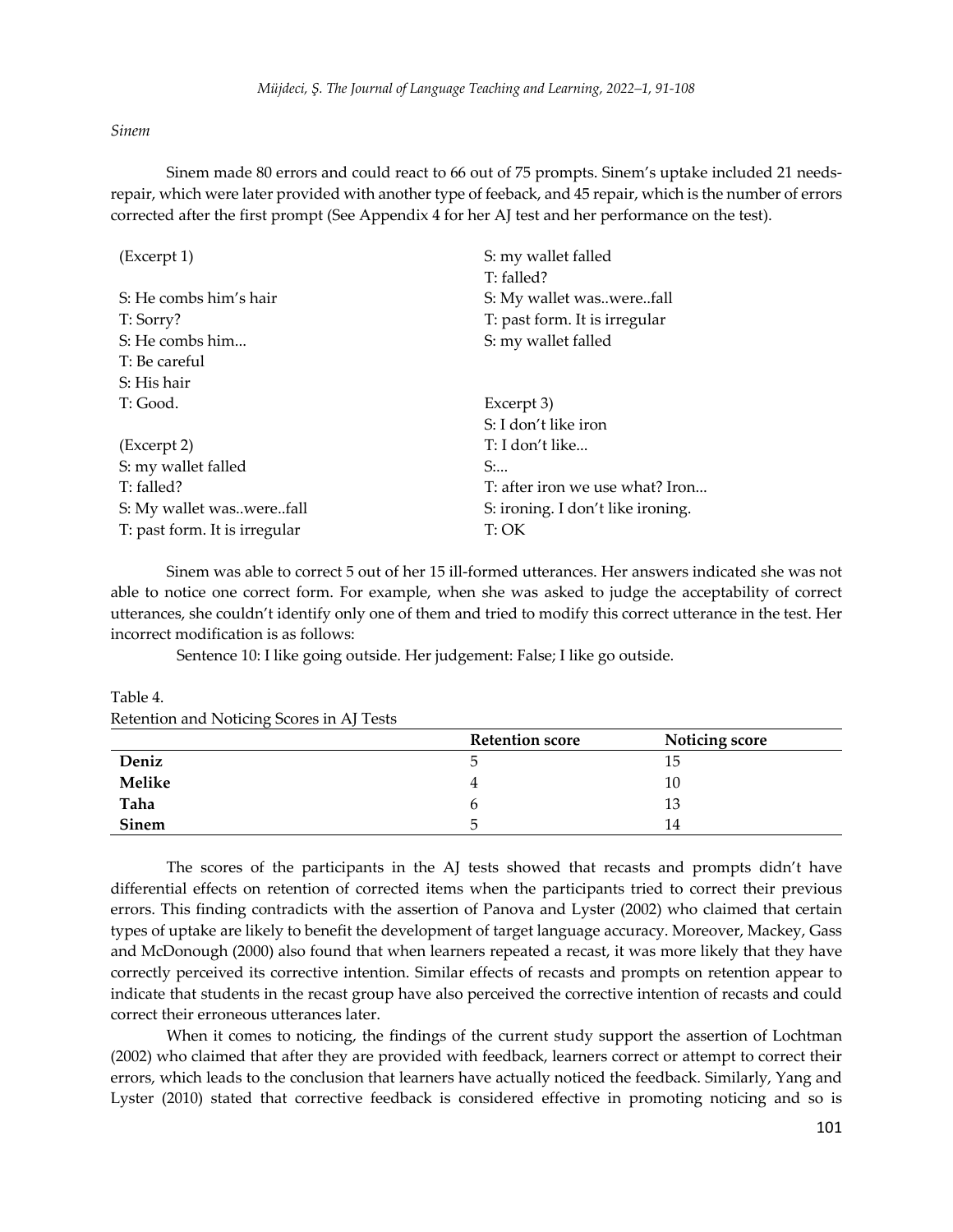*Sinem*

Sinem made 80 errors and could react to 66 out of 75 prompts. Sinem's uptake included 21 needs-repair, which were later provided with another type of feeback, and 45 repair, which is the number of errors corrected after the first prompt (See Appendix 4 for her AJ test and her performance on the test).

(Excerpt 1)

S: He combs him's hair
T: Sorry?
S: He combs him...
T: Be careful
S: His hair
T: Good.

(Excerpt 2)
S: my wallet falled
T: falled?
S: My wallet was..were..fall
T: past form. It is irregular

S: my wallet falled
T: falled?
S: My wallet was..were..fall
T: past form. It is irregular
S: my wallet falled

Excerpt 3)
S: I don't like iron
T: I don't like...
S:...
T: after iron we use what? Iron...
S: ironing. I don't like ironing.
T: OK

Sinem was able to correct 5 out of her 15 ill-formed utterances. Her answers indicated she was not able to notice one correct form. For example, when she was asked to judge the acceptability of correct utterances, she couldn't identify only one of them and tried to modify this correct utterance in the test. Her incorrect modification is as follows:

Sentence 10: I like going outside. Her judgement: False; I like go outside.

Table 4.
Retention and Noticing Scores in AJ Tests

| | Retention score | Noticing score |
|---|---|---|
| **Deniz** | 5 | 15 |
| **Melike** | 4 | 10 |
| **Taha** | 6 | 13 |
| **Sinem** | 5 | 14 |

The scores of the participants in the AJ tests showed that recasts and prompts didn't have differential effects on retention of corrected items when the participants tried to correct their previous errors. This finding contradicts with the assertion of Panova and Lyster (2002) who claimed that certain types of uptake are likely to benefit the development of target language accuracy. Moreover, Mackey, Gass and McDonough (2000) also found that when learners repeated a recast, it was more likely that they have correctly perceived its corrective intention. Similar effects of recasts and prompts on retention appear to indicate that students in the recast group have also perceived the corrective intention of recasts and could correct their erroneous utterances later.

When it comes to noticing, the findings of the current study support the assertion of Lochtman (2002) who claimed that after they are provided with feedback, learners correct or attempt to correct their errors, which leads to the conclusion that learners have actually noticed the feedback. Similarly, Yang and Lyster (2010) stated that corrective feedback is considered effective in promoting noticing and so is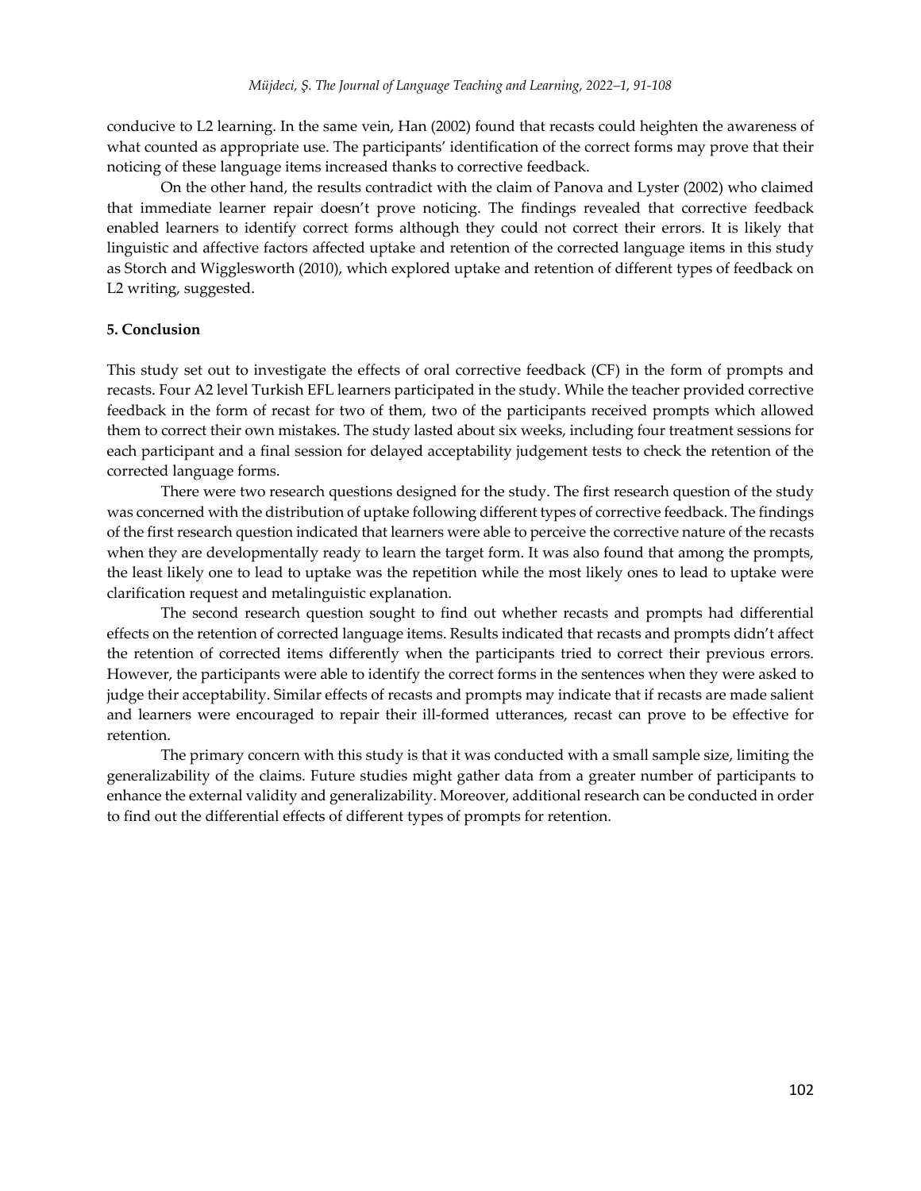conducive to L2 learning. In the same vein, Han (2002) found that recasts could heighten the awareness of what counted as appropriate use. The participants' identification of the correct forms may prove that their noticing of these language items increased thanks to corrective feedback.

On the other hand, the results contradict with the claim of Panova and Lyster (2002) who claimed that immediate learner repair doesn't prove noticing. The findings revealed that corrective feedback enabled learners to identify correct forms although they could not correct their errors. It is likely that linguistic and affective factors affected uptake and retention of the corrected language items in this study as Storch and Wigglesworth (2010), which explored uptake and retention of different types of feedback on L2 writing, suggested.

## 5. Conclusion

This study set out to investigate the effects of oral corrective feedback (CF) in the form of prompts and recasts. Four A2 level Turkish EFL learners participated in the study. While the teacher provided corrective feedback in the form of recast for two of them, two of the participants received prompts which allowed them to correct their own mistakes. The study lasted about six weeks, including four treatment sessions for each participant and a final session for delayed acceptability judgement tests to check the retention of the corrected language forms.

There were two research questions designed for the study. The first research question of the study was concerned with the distribution of uptake following different types of corrective feedback. The findings of the first research question indicated that learners were able to perceive the corrective nature of the recasts when they are developmentally ready to learn the target form. It was also found that among the prompts, the least likely one to lead to uptake was the repetition while the most likely ones to lead to uptake were clarification request and metalinguistic explanation.

The second research question sought to find out whether recasts and prompts had differential effects on the retention of corrected language items. Results indicated that recasts and prompts didn't affect the retention of corrected items differently when the participants tried to correct their previous errors. However, the participants were able to identify the correct forms in the sentences when they were asked to judge their acceptability. Similar effects of recasts and prompts may indicate that if recasts are made salient and learners were encouraged to repair their ill-formed utterances, recast can prove to be effective for retention.

The primary concern with this study is that it was conducted with a small sample size, limiting the generalizability of the claims. Future studies might gather data from a greater number of participants to enhance the external validity and generalizability. Moreover, additional research can be conducted in order to find out the differential effects of different types of prompts for retention.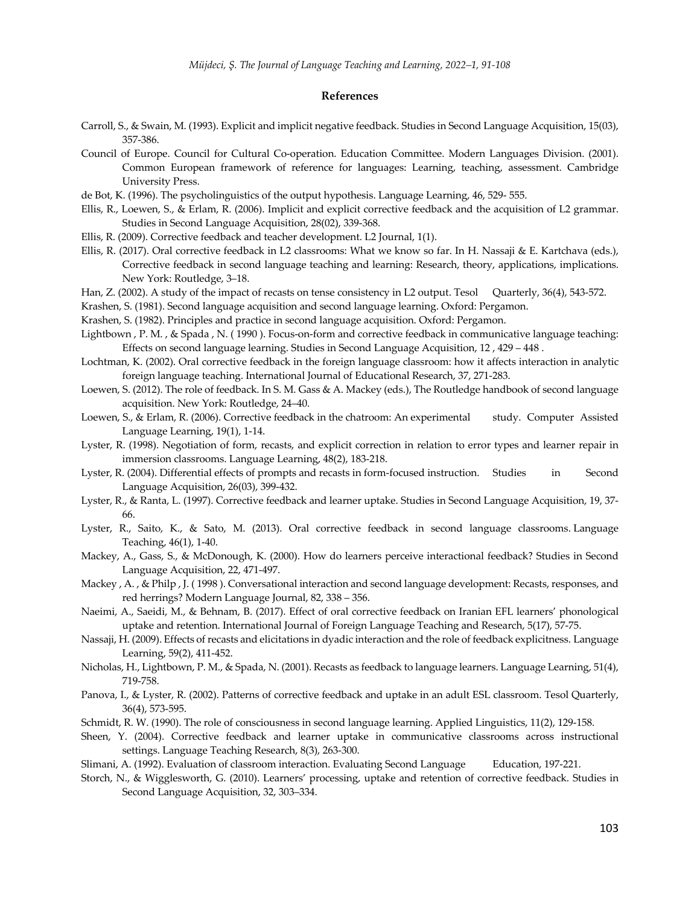## References

Carroll, S., & Swain, M. (1993). Explicit and implicit negative feedback. Studies in Second Language Acquisition, 15(03), 357-386.

Council of Europe. Council for Cultural Co-operation. Education Committee. Modern Languages Division. (2001). Common European framework of reference for languages: Learning, teaching, assessment. Cambridge University Press.

de Bot, K. (1996). The psycholinguistics of the output hypothesis. Language Learning, 46, 529- 555.

Ellis, R., Loewen, S., & Erlam, R. (2006). Implicit and explicit corrective feedback and the acquisition of L2 grammar. Studies in Second Language Acquisition, 28(02), 339-368.

Ellis, R. (2009). Corrective feedback and teacher development. L2 Journal, 1(1).

Ellis, R. (2017). Oral corrective feedback in L2 classrooms: What we know so far. In H. Nassaji & E. Kartchava (eds.), Corrective feedback in second language teaching and learning: Research, theory, applications, implications. New York: Routledge, 3–18.

Han, Z. (2002). A study of the impact of recasts on tense consistency in L2 output. Tesol Quarterly, 36(4), 543-572.

Krashen, S. (1981). Second language acquisition and second language learning. Oxford: Pergamon.

Krashen, S. (1982). Principles and practice in second language acquisition. Oxford: Pergamon.

Lightbown , P. M. , & Spada , N. ( 1990 ). Focus-on-form and corrective feedback in communicative language teaching: Effects on second language learning. Studies in Second Language Acquisition, 12 , 429 – 448 .

Lochtman, K. (2002). Oral corrective feedback in the foreign language classroom: how it affects interaction in analytic foreign language teaching. International Journal of Educational Research, 37, 271-283.

Loewen, S. (2012). The role of feedback. In S. M. Gass & A. Mackey (eds.), The Routledge handbook of second language acquisition. New York: Routledge, 24–40.

Loewen, S., & Erlam, R. (2006). Corrective feedback in the chatroom: An experimental study. Computer Assisted Language Learning, 19(1), 1-14.

Lyster, R. (1998). Negotiation of form, recasts, and explicit correction in relation to error types and learner repair in immersion classrooms. Language Learning, 48(2), 183-218.

Lyster, R. (2004). Differential effects of prompts and recasts in form-focused instruction. Studies in Second Language Acquisition, 26(03), 399-432.

Lyster, R., & Ranta, L. (1997). Corrective feedback and learner uptake. Studies in Second Language Acquisition, 19, 37-66.

Lyster, R., Saito, K., & Sato, M. (2013). Oral corrective feedback in second language classrooms. Language Teaching, 46(1), 1-40.

Mackey, A., Gass, S., & McDonough, K. (2000). How do learners perceive interactional feedback? Studies in Second Language Acquisition, 22, 471-497.

Mackey , A. , & Philp , J. ( 1998 ). Conversational interaction and second language development: Recasts, responses, and red herrings? Modern Language Journal, 82, 338 – 356.

Naeimi, A., Saeidi, M., & Behnam, B. (2017). Effect of oral corrective feedback on Iranian EFL learners' phonological uptake and retention. International Journal of Foreign Language Teaching and Research, 5(17), 57-75.

Nassaji, H. (2009). Effects of recasts and elicitations in dyadic interaction and the role of feedback explicitness. Language Learning, 59(2), 411-452.

Nicholas, H., Lightbown, P. M., & Spada, N. (2001). Recasts as feedback to language learners. Language Learning, 51(4), 719-758.

Panova, I., & Lyster, R. (2002). Patterns of corrective feedback and uptake in an adult ESL classroom. Tesol Quarterly, 36(4), 573-595.

Schmidt, R. W. (1990). The role of consciousness in second language learning. Applied Linguistics, 11(2), 129-158.

Sheen, Y. (2004). Corrective feedback and learner uptake in communicative classrooms across instructional settings. Language Teaching Research, 8(3), 263-300.

Slimani, A. (1992). Evaluation of classroom interaction. Evaluating Second Language Education, 197-221.

Storch, N., & Wigglesworth, G. (2010). Learners' processing, uptake and retention of corrective feedback. Studies in Second Language Acquisition, 32, 303–334.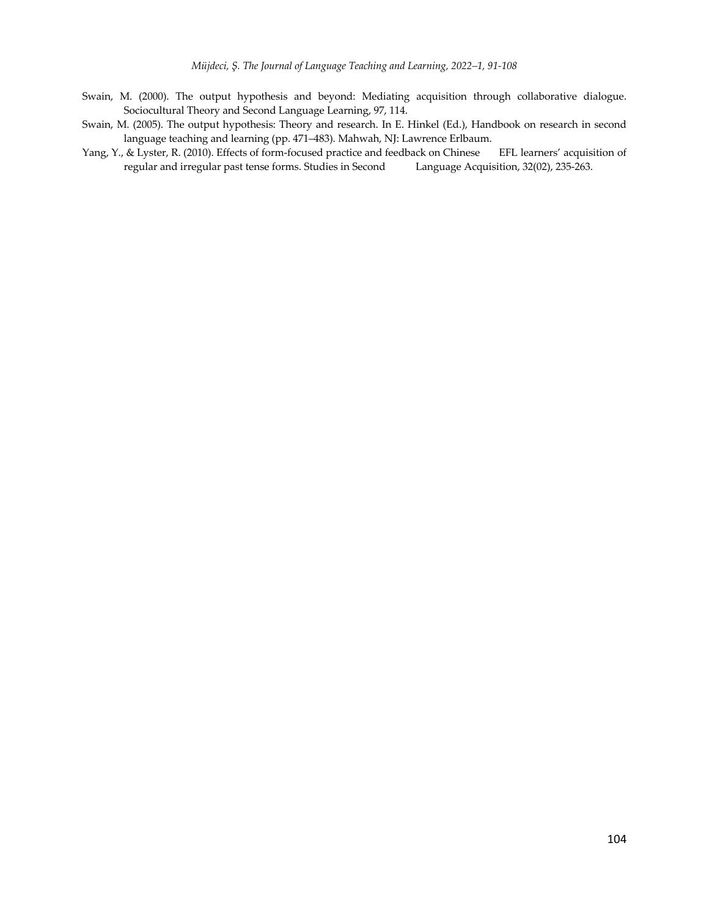Swain, M. (2000). The output hypothesis and beyond: Mediating acquisition through collaborative dialogue. Sociocultural Theory and Second Language Learning, 97, 114.

Swain, M. (2005). The output hypothesis: Theory and research. In E. Hinkel (Ed.), Handbook on research in second language teaching and learning (pp. 471–483). Mahwah, NJ: Lawrence Erlbaum.

Yang, Y., & Lyster, R. (2010). Effects of form-focused practice and feedback on Chinese EFL learners' acquisition of regular and irregular past tense forms. Studies in Second Language Acquisition, 32(02), 235-263.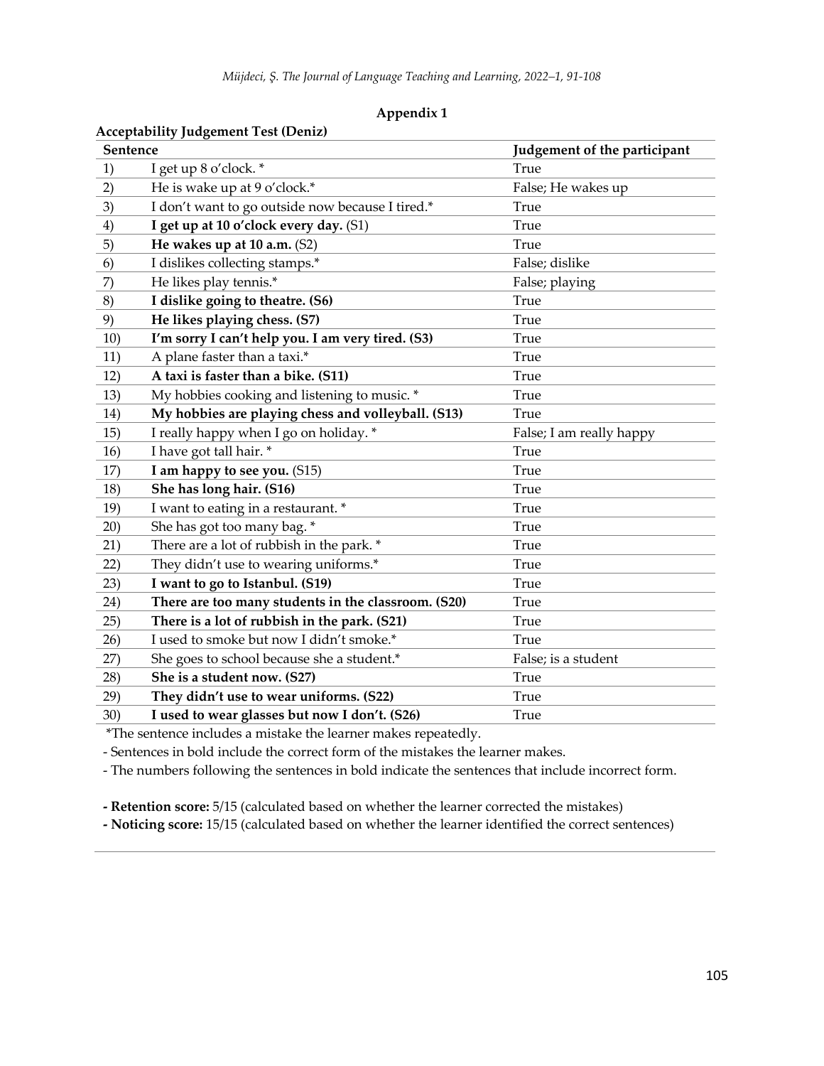**Appendix 1**

**Acceptability Judgement Test (Deniz)**

| Sentence | | Judgement of the participant |
|---|---|---|
| 1) | I get up 8 o'clock. * | True |
| 2) | He is wake up at 9 o'clock.* | False; He wakes up |
| 3) | I don't want to go outside now because I tired.* | True |
| 4) | **I get up at 10 o'clock every day.** (S1) | True |
| 5) | **He wakes up at 10 a.m.** (S2) | True |
| 6) | I dislikes collecting stamps.* | False; dislike |
| 7) | He likes play tennis.* | False; playing |
| 8) | **I dislike going to theatre. (S6)** | True |
| 9) | **He likes playing chess. (S7)** | True |
| 10) | **I'm sorry I can't help you. I am very tired. (S3)** | True |
| 11) | A plane faster than a taxi.* | True |
| 12) | **A taxi is faster than a bike. (S11)** | True |
| 13) | My hobbies cooking and listening to music. * | True |
| 14) | **My hobbies are playing chess and volleyball. (S13)** | True |
| 15) | I really happy when I go on holiday. * | False; I am really happy |
| 16) | I have got tall hair. * | True |
| 17) | **I am happy to see you.** (S15) | True |
| 18) | **She has long hair. (S16)** | True |
| 19) | I want to eating in a restaurant. * | True |
| 20) | She has got too many bag. * | True |
| 21) | There are a lot of rubbish in the park. * | True |
| 22) | They didn't use to wearing uniforms.* | True |
| 23) | **I want to go to Istanbul. (S19)** | True |
| 24) | **There are too many students in the classroom. (S20)** | True |
| 25) | **There is a lot of rubbish in the park. (S21)** | True |
| 26) | I used to smoke but now I didn't smoke.* | True |
| 27) | She goes to school because she a student.* | False; is a student |
| 28) | **She is a student now. (S27)** | True |
| 29) | **They didn't use to wear uniforms. (S22)** | True |
| 30) | **I used to wear glasses but now I don't. (S26)** | True |

*The sentence includes a mistake the learner makes repeatedly.

- Sentences in bold include the correct form of the mistakes the learner makes.
- The numbers following the sentences in bold indicate the sentences that include incorrect form.

**- Retention score:** 5/15 (calculated based on whether the learner corrected the mistakes)

**- Noticing score:** 15/15 (calculated based on whether the learner identified the correct sentences)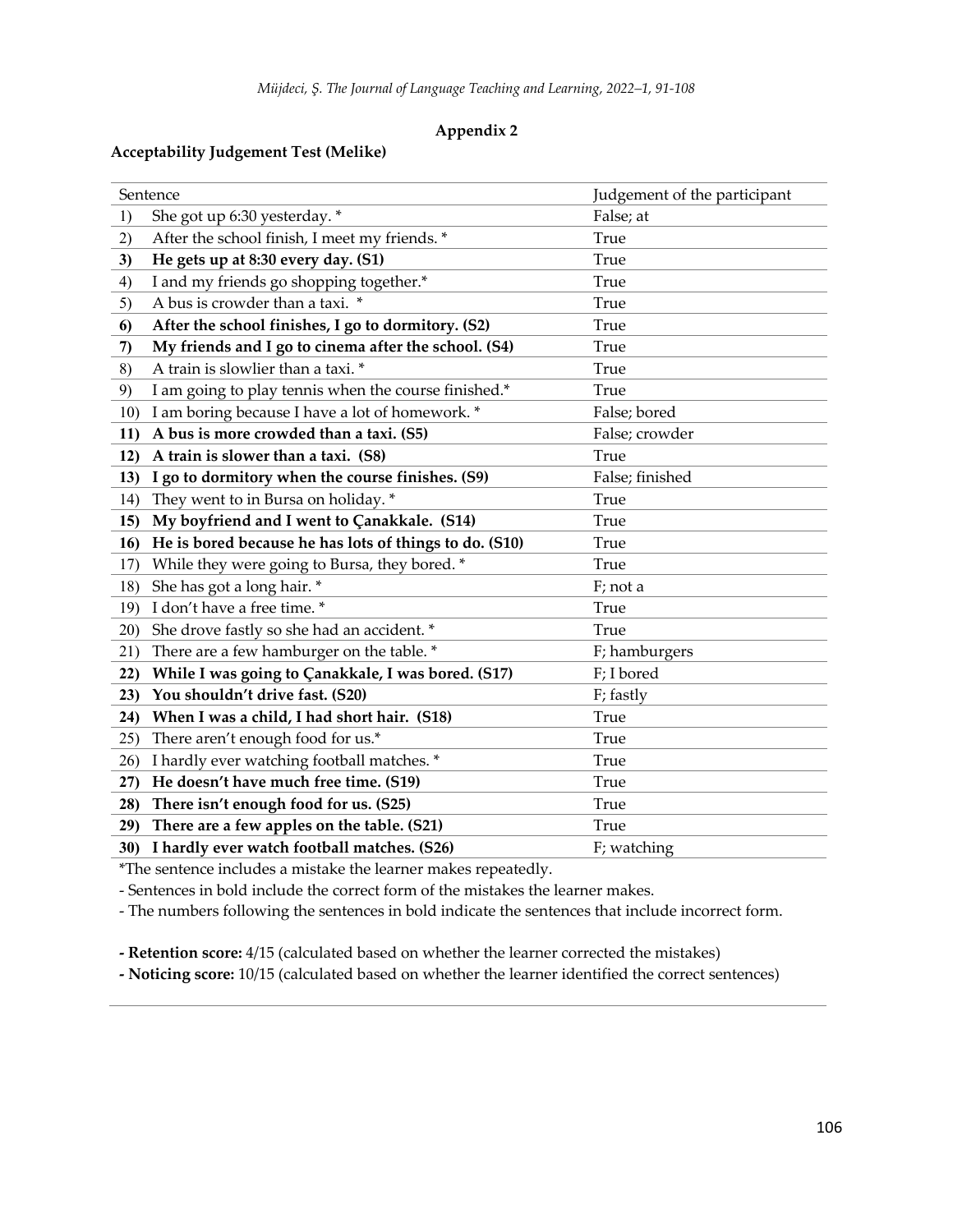**Appendix 2**

**Acceptability Judgement Test (Melike)**

| Sentence | Judgement of the participant |
|---|---|
| 1) She got up 6:30 yesterday. * | False; at |
| 2) After the school finish, I meet my friends. * | True |
| **3) He gets up at 8:30 every day. (S1)** | True |
| 4) I and my friends go shopping together.* | True |
| 5) A bus is crowder than a taxi. * | True |
| **6) After the school finishes, I go to dormitory. (S2)** | True |
| **7) My friends and I go to cinema after the school. (S4)** | True |
| 8) A train is slowlier than a taxi. * | True |
| 9) I am going to play tennis when the course finished.* | True |
| 10) I am boring because I have a lot of homework. * | False; bored |
| **11) A bus is more crowded than a taxi. (S5)** | False; crowder |
| **12) A train is slower than a taxi. (S8)** | True |
| **13) I go to dormitory when the course finishes. (S9)** | False; finished |
| 14) They went to in Bursa on holiday. * | True |
| **15) My boyfriend and I went to Çanakkale. (S14)** | True |
| **16) He is bored because he has lots of things to do. (S10)** | True |
| 17) While they were going to Bursa, they bored. * | True |
| 18) She has got a long hair. * | F; not a |
| 19) I don't have a free time. * | True |
| 20) She drove fastly so she had an accident. * | True |
| 21) There are a few hamburger on the table. * | F; hamburgers |
| **22) While I was going to Çanakkale, I was bored. (S17)** | F; I bored |
| **23) You shouldn't drive fast. (S20)** | F; fastly |
| **24) When I was a child, I had short hair. (S18)** | True |
| 25) There aren't enough food for us.* | True |
| 26) I hardly ever watching football matches. * | True |
| **27) He doesn't have much free time. (S19)** | True |
| **28) There isn't enough food for us. (S25)** | True |
| **29) There are a few apples on the table. (S21)** | True |
| **30) I hardly ever watch football matches. (S26)** | F; watching |

*The sentence includes a mistake the learner makes repeatedly.

- Sentences in bold include the correct form of the mistakes the learner makes.

- The numbers following the sentences in bold indicate the sentences that include incorrect form.

**- Retention score:** 4/15 (calculated based on whether the learner corrected the mistakes)

**- Noticing score:** 10/15 (calculated based on whether the learner identified the correct sentences)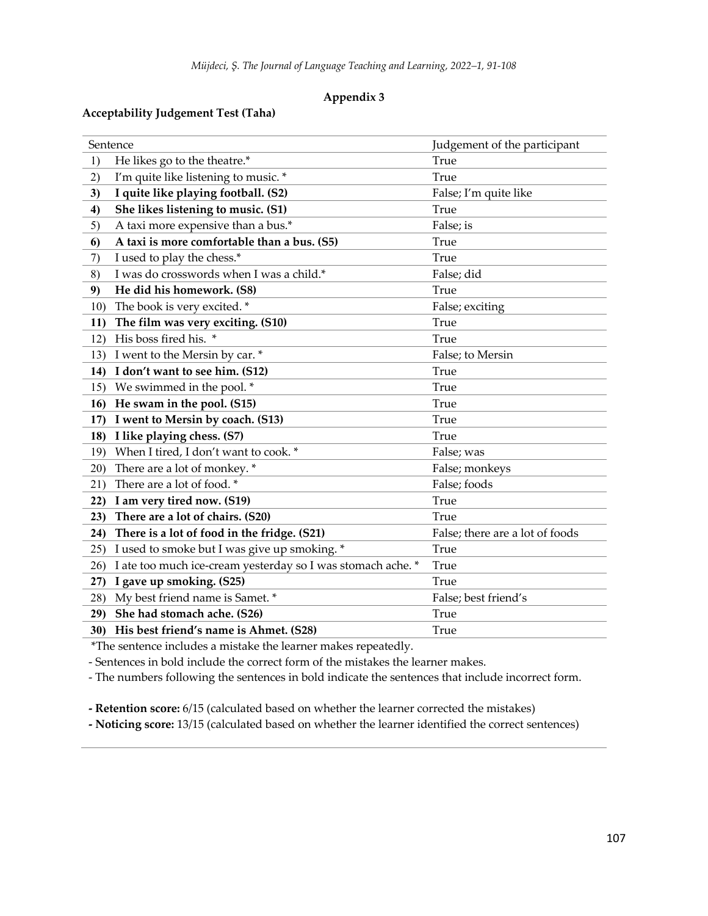## Appendix 3

**Acceptability Judgement Test (Taha)**

| Sentence | Judgement of the participant |
|---|---|
| 1) He likes go to the theatre.* | True |
| 2) I'm quite like listening to music. * | True |
| **3) I quite like playing football. (S2)** | False; I'm quite like |
| **4) She likes listening to music. (S1)** | True |
| 5) A taxi more expensive than a bus.* | False; is |
| **6) A taxi is more comfortable than a bus. (S5)** | True |
| 7) I used to play the chess.* | True |
| 8) I was do crosswords when I was a child.* | False; did |
| **9) He did his homework. (S8)** | True |
| 10) The book is very excited. * | False; exciting |
| **11) The film was very exciting. (S10)** | True |
| 12) His boss fired his. * | True |
| 13) I went to the Mersin by car. * | False; to Mersin |
| **14) I don't want to see him. (S12)** | True |
| 15) We swimmed in the pool. * | True |
| **16) He swam in the pool. (S15)** | True |
| **17) I went to Mersin by coach. (S13)** | True |
| **18) I like playing chess. (S7)** | True |
| 19) When I tired, I don't want to cook. * | False; was |
| 20) There are a lot of monkey. * | False; monkeys |
| 21) There are a lot of food. * | False; foods |
| **22) I am very tired now. (S19)** | True |
| **23) There are a lot of chairs. (S20)** | True |
| **24) There is a lot of food in the fridge. (S21)** | False; there are a lot of foods |
| 25) I used to smoke but I was give up smoking. * | True |
| 26) I ate too much ice-cream yesterday so I was stomach ache. * | True |
| **27) I gave up smoking. (S25)** | True |
| 28) My best friend name is Samet. * | False; best friend's |
| **29) She had stomach ache. (S26)** | True |
| **30) His best friend's name is Ahmet. (S28)** | True |

*The sentence includes a mistake the learner makes repeatedly.

- Sentences in bold include the correct form of the mistakes the learner makes.
- The numbers following the sentences in bold indicate the sentences that include incorrect form.

**- Retention score:** 6/15 (calculated based on whether the learner corrected the mistakes)

**- Noticing score:** 13/15 (calculated based on whether the learner identified the correct sentences)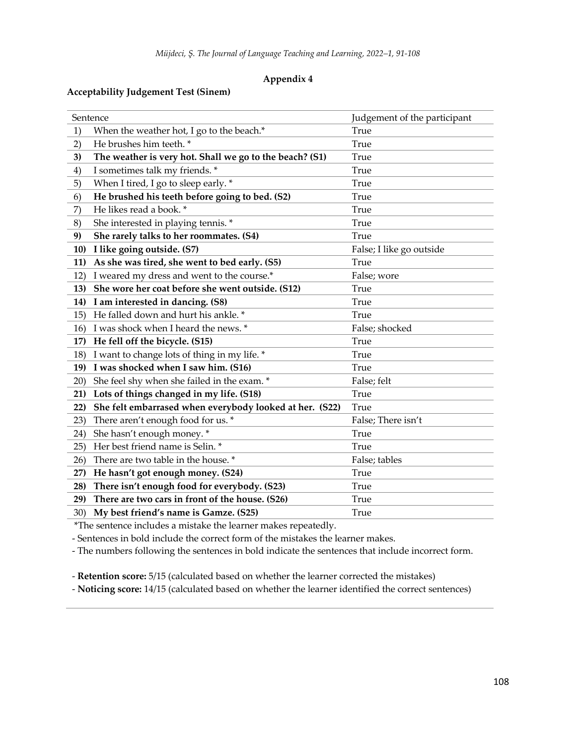## Appendix 4

**Acceptability Judgement Test (Sinem)**

| Sentence | Judgement of the participant |
|---|---|
| 1) When the weather hot, I go to the beach.* | True |
| 2) He brushes him teeth. * | True |
| **3) The weather is very hot. Shall we go to the beach? (S1)** | True |
| 4) I sometimes talk my friends. * | True |
| 5) When I tired, I go to sleep early. * | True |
| **6) He brushed his teeth before going to bed. (S2)** | True |
| 7) He likes read a book. * | True |
| 8) She interested in playing tennis. * | True |
| **9) She rarely talks to her roommates. (S4)** | True |
| **10) I like going outside. (S7)** | False; I like go outside |
| **11) As she was tired, she went to bed early. (S5)** | True |
| 12) I weared my dress and went to the course.* | False; wore |
| **13) She wore her coat before she went outside. (S12)** | True |
| **14) I am interested in dancing. (S8)** | True |
| 15) He falled down and hurt his ankle. * | True |
| 16) I was shock when I heard the news. * | False; shocked |
| **17) He fell off the bicycle. (S15)** | True |
| 18) I want to change lots of thing in my life. * | True |
| **19) I was shocked when I saw him. (S16)** | True |
| 20) She feel shy when she failed in the exam. * | False; felt |
| **21) Lots of things changed in my life. (S18)** | True |
| **22) She felt embarrased when everybody looked at her. (S22)** | True |
| 23) There aren't enough food for us. * | False; There isn't |
| 24) She hasn't enough money. * | True |
| 25) Her best friend name is Selin. * | True |
| 26) There are two table in the house. * | False; tables |
| **27) He hasn't got enough money. (S24)** | True |
| **28) There isn't enough food for everybody. (S23)** | True |
| **29) There are two cars in front of the house. (S26)** | True |
| **30) My best friend's name is Gamze. (S25)** | True |

*The sentence includes a mistake the learner makes repeatedly.

- Sentences in bold include the correct form of the mistakes the learner makes.
- The numbers following the sentences in bold indicate the sentences that include incorrect form.

- **Retention score:** 5/15 (calculated based on whether the learner corrected the mistakes)
- **Noticing score:** 14/15 (calculated based on whether the learner identified the correct sentences)